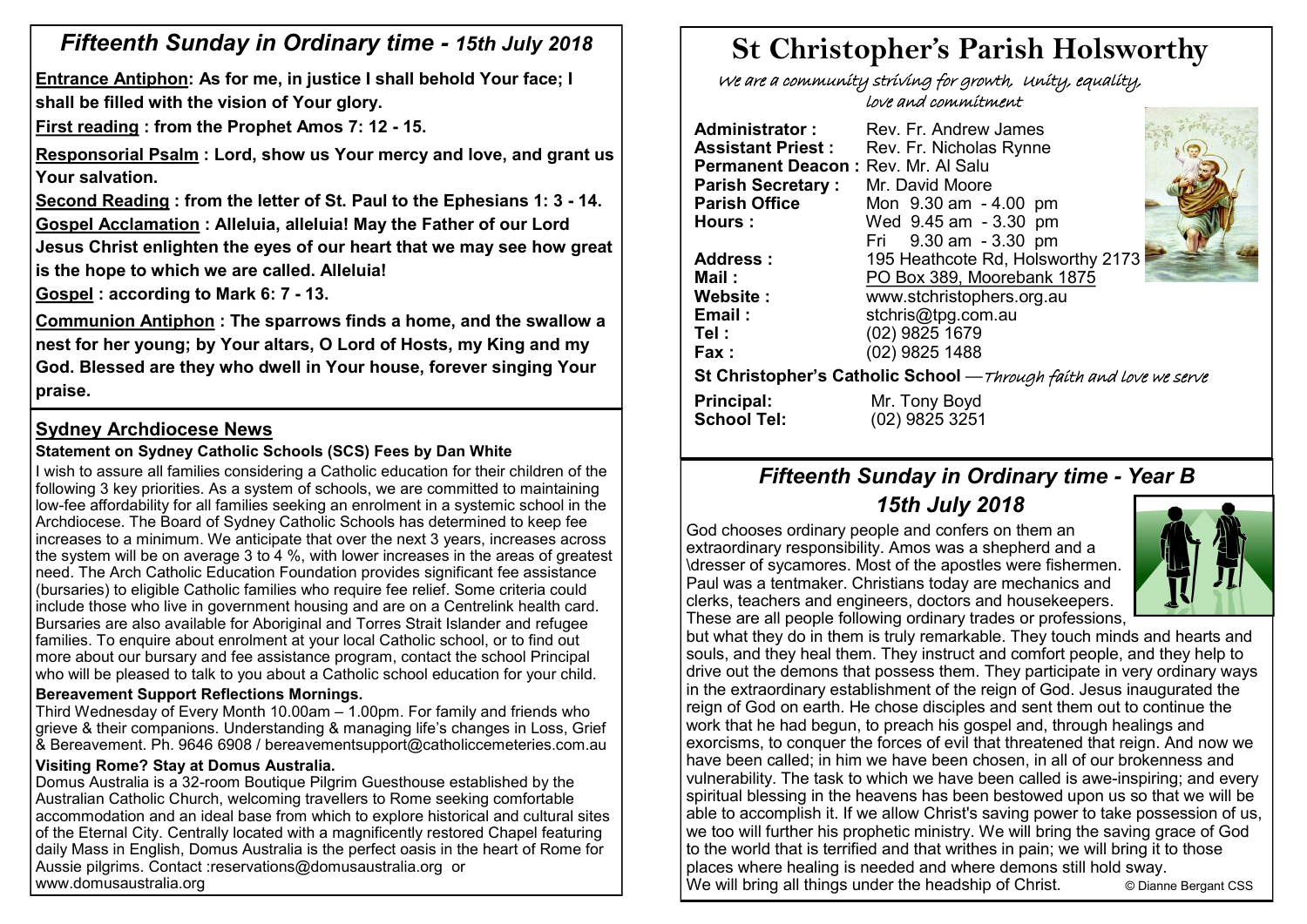## *Fifteenth Sunday in Ordinary time - 15th July 2018*

**Entrance Antiphon: As for me, in justice I shall behold Your face; I shall be filled with the vision of Your glory.**

**First reading : from the Prophet Amos 7: 12 - 15.**

**Responsorial Psalm : Lord, show us Your mercy and love, and grant us Your salvation.**

**Second Reading : from the letter of St. Paul to the Ephesians 1: 3 - 14.**

**Gospel Acclamation : Alleluia, alleluia! May the Father of our Lord Jesus Christ enlighten the eyes of our heart that we may see how great is the hope to which we are called. Alleluia!**

**Gospel : according to Mark 6: 7 - 13.**

**Communion Antiphon : The sparrows finds a home, and the swallow a nest for her young; by Your altars, O Lord of Hosts, my King and my God. Blessed are they who dwell in Your house, forever singing Your praise.**

## Sydney Archdiocese News

### Statement on Sydney Catholic Schools (SCS) Fees by Dan White

I wish to assure all families considering a Catholic education for their children of the following 3 key priorities. As a system of schools, we are committed to maintaining low-fee affordability for all families seeking an enrolment in a systemic school in the Archdiocese. The Board of Sydney Catholic Schools has determined to keep fee increases to a minimum. We anticipate that over the next 3 years, increases across the system will be on average 3 to 4 %, with lower increases in the areas of greatest need. The Arch Catholic Education Foundation provides significant fee assistance (bursaries) to eligible Catholic families who require fee relief. Some criteria could include those who live in government housing and are on a Centrelink health card. Bursaries are also available for Aboriginal and Torres Strait Islander and refugee families. To enquire about enrolment at your local Catholic school, or to find out more about our bursary and fee assistance program, contact the school Principal who will be pleased to talk to you about a Catholic school education for your child.

### Bereavement Support Reflections Mornings.

Third Wednesday of Every Month 10.00am – 1.00pm. For family and friends who grieve & their companions. Understanding & managing life's changes in Loss, Grief & Bereavement. Ph. 9646 6908 / bereavementsupport@catholiccemeteries.com.au

### Visiting Rome? Stay at Domus Australia.

Domus Australia is a 32-room Boutique Pilgrim Guesthouse established by the Australian Catholic Church, welcoming travellers to Rome seeking comfortable accommodation and an ideal base from which to explore historical and cultural sites of the Eternal City. Centrally located with a magnificently restored Chapel featuring daily Mass in English, Domus Australia is the perfect oasis in the heart of Rome for Aussie pilgrims. Contact :reservations@domusaustralia.org or www.domusaustralia.org

# St Christopher's Parish Holsworthy

*We are a community striving for growth, Unity, equality, love and commitment*

**Administrator :** Rev. Fr. Andrew James
**Assistant Priest :** Rev. Fr. Nicholas Rynne
**Permanent Deacon :** Rev. Mr. Al Salu
**Parish Secretary :** Mr. David Moore
**Parish Office Hours :** Mon 9.30 am - 4.00 pm; Wed 9.45 am - 3.30 pm; Fri 9.30 am - 3.30 pm
**Address :** 195 Heathcote Rd, Holsworthy 2173
**Mail :** PO Box 389, Moorebank 1875
**Website :** www.stchristophers.org.au
**Email :** stchris@tpg.com.au
**Tel :** (02) 9825 1679
**Fax :** (02) 9825 1488

**St Christopher's Catholic School** —*Through faith and love we serve*

**Principal:** Mr. Tony Boyd
**School Tel:** (02) 9825 3251

## *Fifteenth Sunday in Ordinary time - Year B*
## *15th July 2018*

God chooses ordinary people and confers on them an extraordinary responsibility. Amos was a shepherd and a \dresser of sycamores. Most of the apostles were fishermen. Paul was a tentmaker. Christians today are mechanics and clerks, teachers and engineers, doctors and housekeepers. These are all people following ordinary trades or professions, but what they do in them is truly remarkable. They touch minds and hearts and souls, and they heal them. They instruct and comfort people, and they help to drive out the demons that possess them. They participate in very ordinary ways in the extraordinary establishment of the reign of God. Jesus inaugurated the reign of God on earth. He chose disciples and sent them out to continue the work that he had begun, to preach his gospel and, through healings and exorcisms, to conquer the forces of evil that threatened that reign. And now we have been called; in him we have been chosen, in all of our brokenness and vulnerability. The task to which we have been called is awe-inspiring; and every spiritual blessing in the heavens has been bestowed upon us so that we will be able to accomplish it. If we allow Christ's saving power to take possession of us, we too will further his prophetic ministry. We will bring the saving grace of God to the world that is terrified and that writhes in pain; we will bring it to those places where healing is needed and where demons still hold sway.
We will bring all things under the headship of Christ. © Dianne Bergant CSS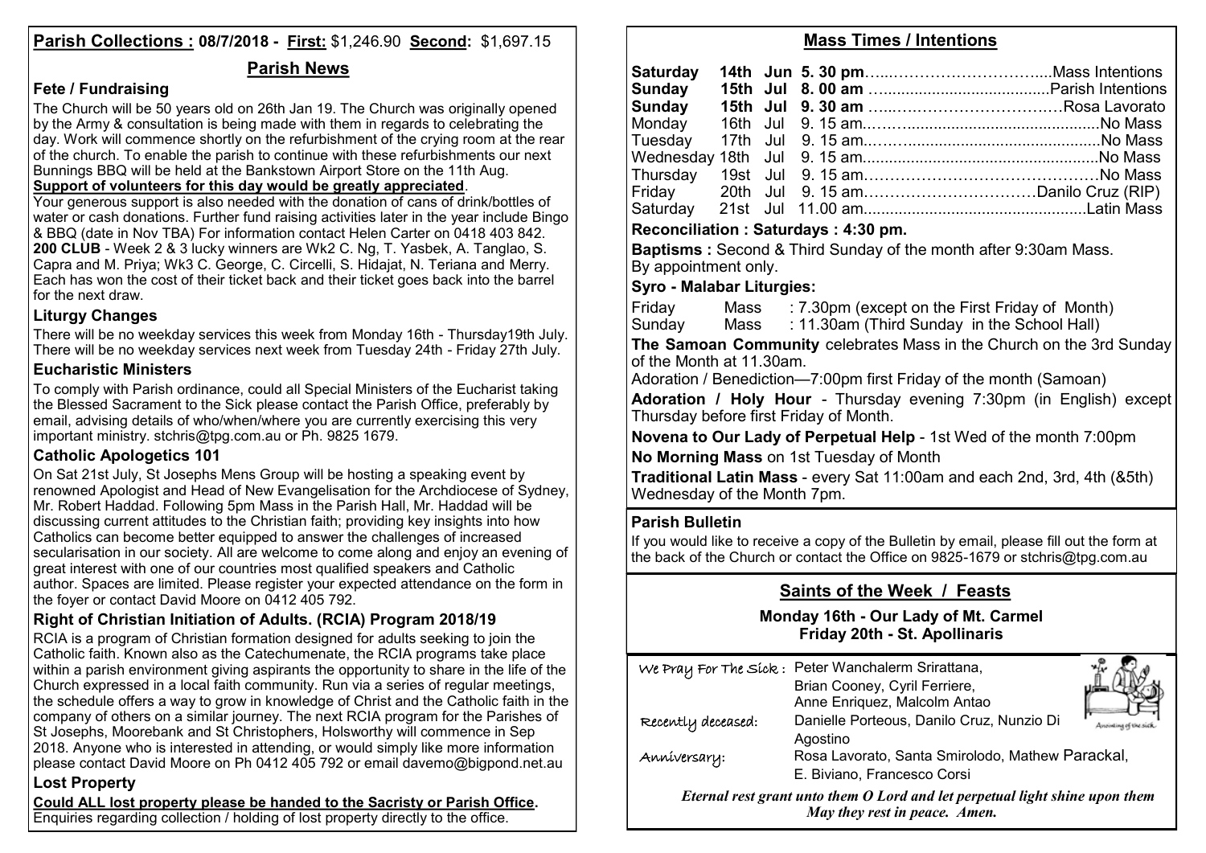**Parish Collections : 08/7/2018 - First: $1,246.90 Second: $1,697.15**

## Parish News

### Fete / Fundraising

The Church will be 50 years old on 26th Jan 19. The Church was originally opened by the Army & consultation is being made with them in regards to celebrating the day. Work will commence shortly on the refurbishment of the crying room at the rear of the church. To enable the parish to continue with these refurbishments our next Bunnings BBQ will be held at the Bankstown Airport Store on the 11th Aug. **Support of volunteers for this day would be greatly appreciated**. Your generous support is also needed with the donation of cans of drink/bottles of water or cash donations. Further fund raising activities later in the year include Bingo & BBQ (date in Nov TBA) For information contact Helen Carter on 0418 403 842.

**200 CLUB** - Week 2 & 3 lucky winners are Wk2 C. Ng, T. Yasbek, A. Tanglao, S. Capra and M. Priya; Wk3 C. George, C. Circelli, S. Hidajat, N. Teriana and Merry. Each has won the cost of their ticket back and their ticket goes back into the barrel for the next draw.

### Liturgy Changes

There will be no weekday services this week from Monday 16th - Thursday19th July. There will be no weekday services next week from Tuesday 24th - Friday 27th July.

### Eucharistic Ministers

To comply with Parish ordinance, could all Special Ministers of the Eucharist taking the Blessed Sacrament to the Sick please contact the Parish Office, preferably by email, advising details of who/when/where you are currently exercising this very important ministry. stchris@tpg.com.au or Ph. 9825 1679.

### Catholic Apologetics 101

On Sat 21st July, St Josephs Mens Group will be hosting a speaking event by renowned Apologist and Head of New Evangelisation for the Archdiocese of Sydney, Mr. Robert Haddad. Following 5pm Mass in the Parish Hall, Mr. Haddad will be discussing current attitudes to the Christian faith; providing key insights into how Catholics can become better equipped to answer the challenges of increased secularisation in our society. All are welcome to come along and enjoy an evening of great interest with one of our countries most qualified speakers and Catholic author. Spaces are limited. Please register your expected attendance on the form in the foyer or contact David Moore on 0412 405 792.

### Right of Christian Initiation of Adults. (RCIA) Program 2018/19

RCIA is a program of Christian formation designed for adults seeking to join the Catholic faith. Known also as the Catechumenate, the RCIA programs take place within a parish environment giving aspirants the opportunity to share in the life of the Church expressed in a local faith community. Run via a series of regular meetings, the schedule offers a way to grow in knowledge of Christ and the Catholic faith in the company of others on a similar journey. The next RCIA program for the Parishes of St Josephs, Moorebank and St Christophers, Holsworthy will commence in Sep 2018. Anyone who is interested in attending, or would simply like more information please contact David Moore on Ph 0412 405 792 or email davemo@bigpond.net.au

### Lost Property

**Could ALL lost property please be handed to the Sacristy or Parish Office.** Enquiries regarding collection / holding of lost property directly to the office.

## Mass Times / Intentions

| | | | | |
|---|---|---|---|---|
| **Saturday** | **14th** | **Jun** | **5. 30 pm** | Mass Intentions |
| **Sunday** | **15th** | **Jul** | **8. 00 am** | Parish Intentions |
| **Sunday** | **15th** | **Jul** | **9. 30 am** | Rosa Lavorato |
| Monday | 16th | Jul | 9. 15 am | No Mass |
| Tuesday | 17th | Jul | 9. 15 am | No Mass |
| Wednesday | 18th | Jul | 9. 15 am | No Mass |
| Thursday | 19st | Jul | 9. 15 am | No Mass |
| Friday | 20th | Jul | 9. 15 am | Danilo Cruz (RIP) |
| Saturday | 21st | Jul | 11.00 am | Latin Mass |

**Reconciliation : Saturdays : 4:30 pm.**

**Baptisms :** Second & Third Sunday of the month after 9:30am Mass. By appointment only.

**Syro - Malabar Liturgies:**

Friday Mass : 7.30pm (except on the First Friday of Month)
Sunday Mass : 11.30am (Third Sunday in the School Hall)

**The Samoan Community** celebrates Mass in the Church on the 3rd Sunday of the Month at 11.30am.
Adoration / Benediction—7:00pm first Friday of the month (Samoan)

**Adoration / Holy Hour** - Thursday evening 7:30pm (in English) except Thursday before first Friday of Month.

**Novena to Our Lady of Perpetual Help** - 1st Wed of the month 7:00pm

**No Morning Mass** on 1st Tuesday of Month

**Traditional Latin Mass** - every Sat 11:00am and each 2nd, 3rd, 4th (&5th) Wednesday of the Month 7pm.

### Parish Bulletin

If you would like to receive a copy of the Bulletin by email, please fill out the form at the back of the Church or contact the Office on 9825-1679 or stchris@tpg.com.au

## Saints of the Week / Feasts

**Monday 16th - Our Lady of Mt. Carmel**
**Friday 20th - St. Apollinaris**

We Pray For The Sick : Peter Wanchalerm Srirattana, Brian Cooney, Cyril Ferriere, Anne Enriquez, Malcolm Antao

Recently deceased: Danielle Porteous, Danilo Cruz, Nunzio Di Agostino

Anniversary: Rosa Lavorato, Santa Smirolodo, Mathew Parackal, E. Biviano, Francesco Corsi

***Eternal rest grant unto them O Lord and let perpetual light shine upon them May they rest in peace. Amen.***